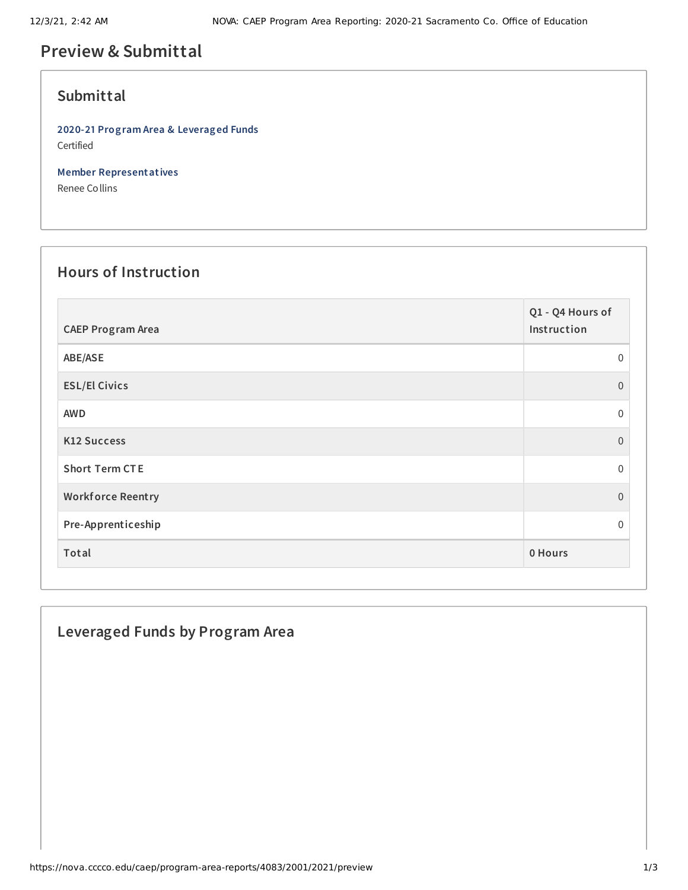# Preview & Submittal

## Submittal

**2020-21 Program Area & Leveraged Funds**
Certified

**Member Representatives**
Renee Collins

## Hours of Instruction

| CAEP Program Area | Q1 - Q4 Hours of Instruction |
| --- | --- |
| ABE/ASE | 0 |
| ESL/El Civics | 0 |
| AWD | 0 |
| K12 Success | 0 |
| Short Term CTE | 0 |
| Workforce Reentry | 0 |
| Pre-Apprenticeship | 0 |
| **Total** | **0 Hours** |

## Leveraged Funds by Program Area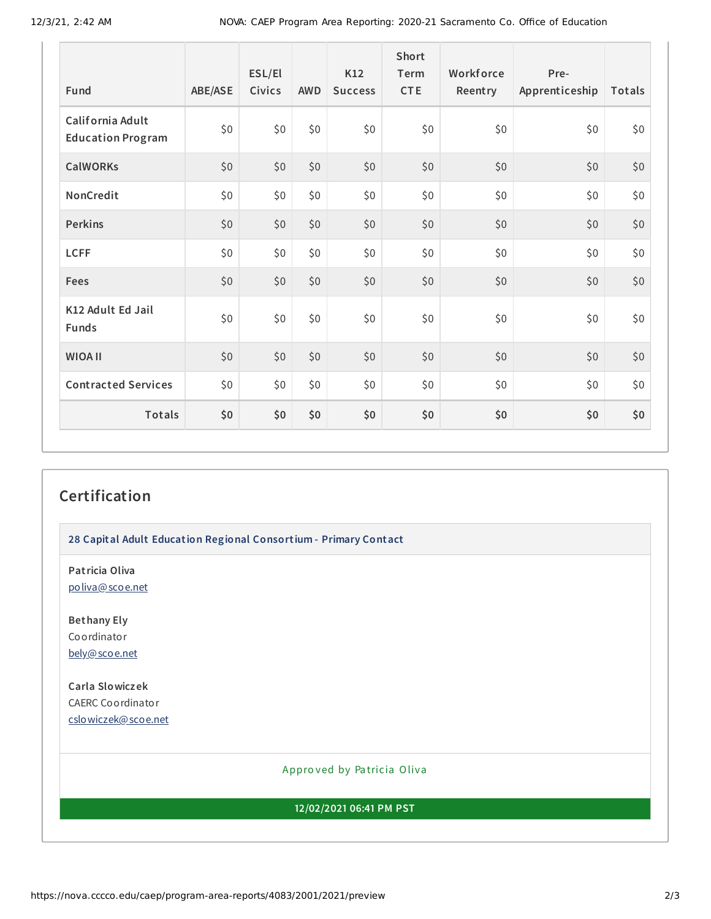| Fund | ABE/ASE | ESL/El Civics | AWD | K12 Success | Short Term CTE | Workforce Reentry | Pre-Apprenticeship | Totals |
|---|---|---|---|---|---|---|---|---|
| California Adult Education Program | $0 | $0 | $0 | $0 | $0 | $0 | $0 | $0 |
| CalWORKs | $0 | $0 | $0 | $0 | $0 | $0 | $0 | $0 |
| NonCredit | $0 | $0 | $0 | $0 | $0 | $0 | $0 | $0 |
| Perkins | $0 | $0 | $0 | $0 | $0 | $0 | $0 | $0 |
| LCFF | $0 | $0 | $0 | $0 | $0 | $0 | $0 | $0 |
| Fees | $0 | $0 | $0 | $0 | $0 | $0 | $0 | $0 |
| K12 Adult Ed Jail Funds | $0 | $0 | $0 | $0 | $0 | $0 | $0 | $0 |
| WIOA II | $0 | $0 | $0 | $0 | $0 | $0 | $0 | $0 |
| Contracted Services | $0 | $0 | $0 | $0 | $0 | $0 | $0 | $0 |
| **Totals** | **$0** | **$0** | **$0** | **$0** | **$0** | **$0** | **$0** | **$0** |

## Certification

**28 Capital Adult Education Regional Consortium - Primary Contact**

**Patricia Oliva**
poliva@scoe.net

**Bethany Ely**
Coordinator
bely@scoe.net

**Carla Slowiczek**
CAERC Coordinator
cslowiczek@scoe.net

Approved by Patricia Oliva

**12/02/2021 06:41 PM PST**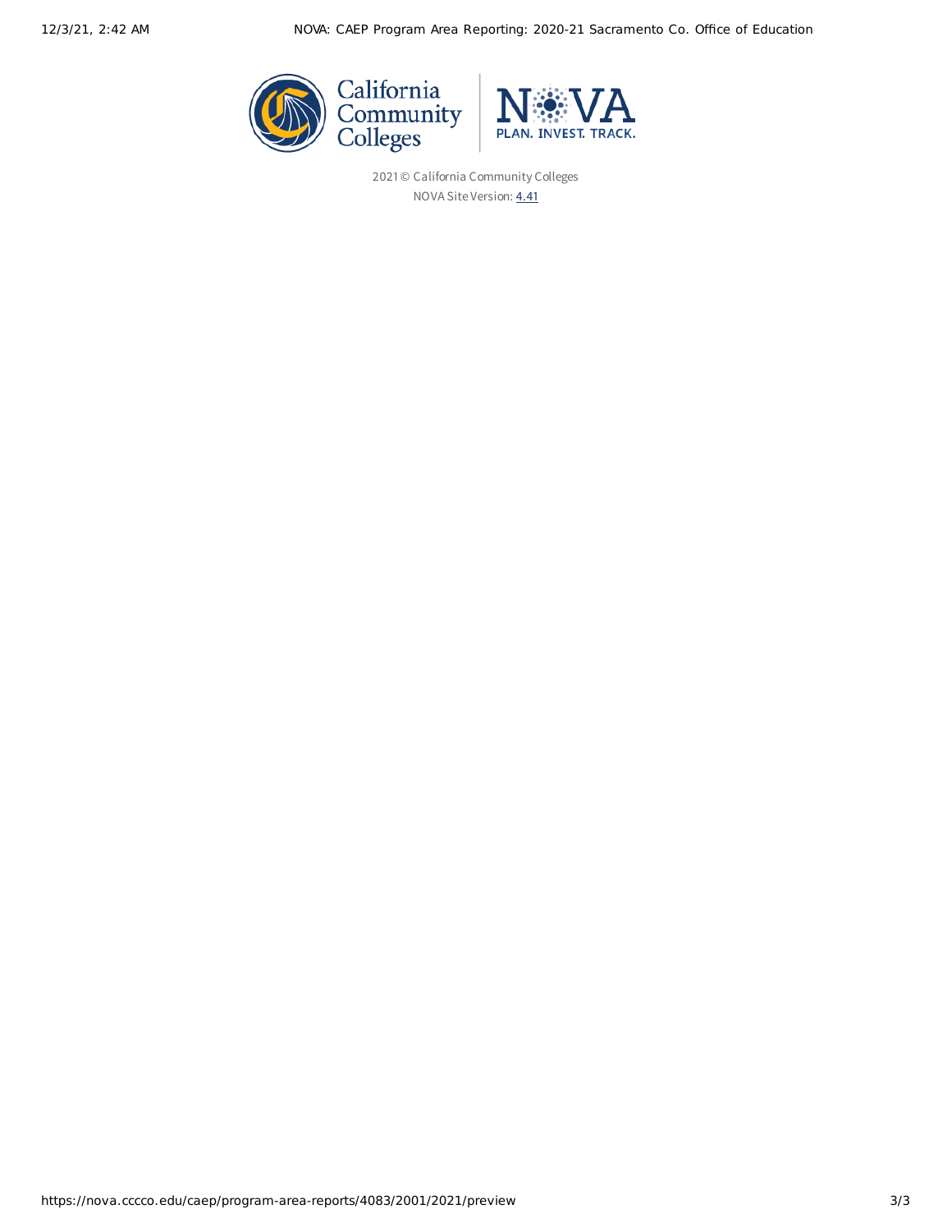2021 © California Community Colleges
NOVA Site Version: 4.41